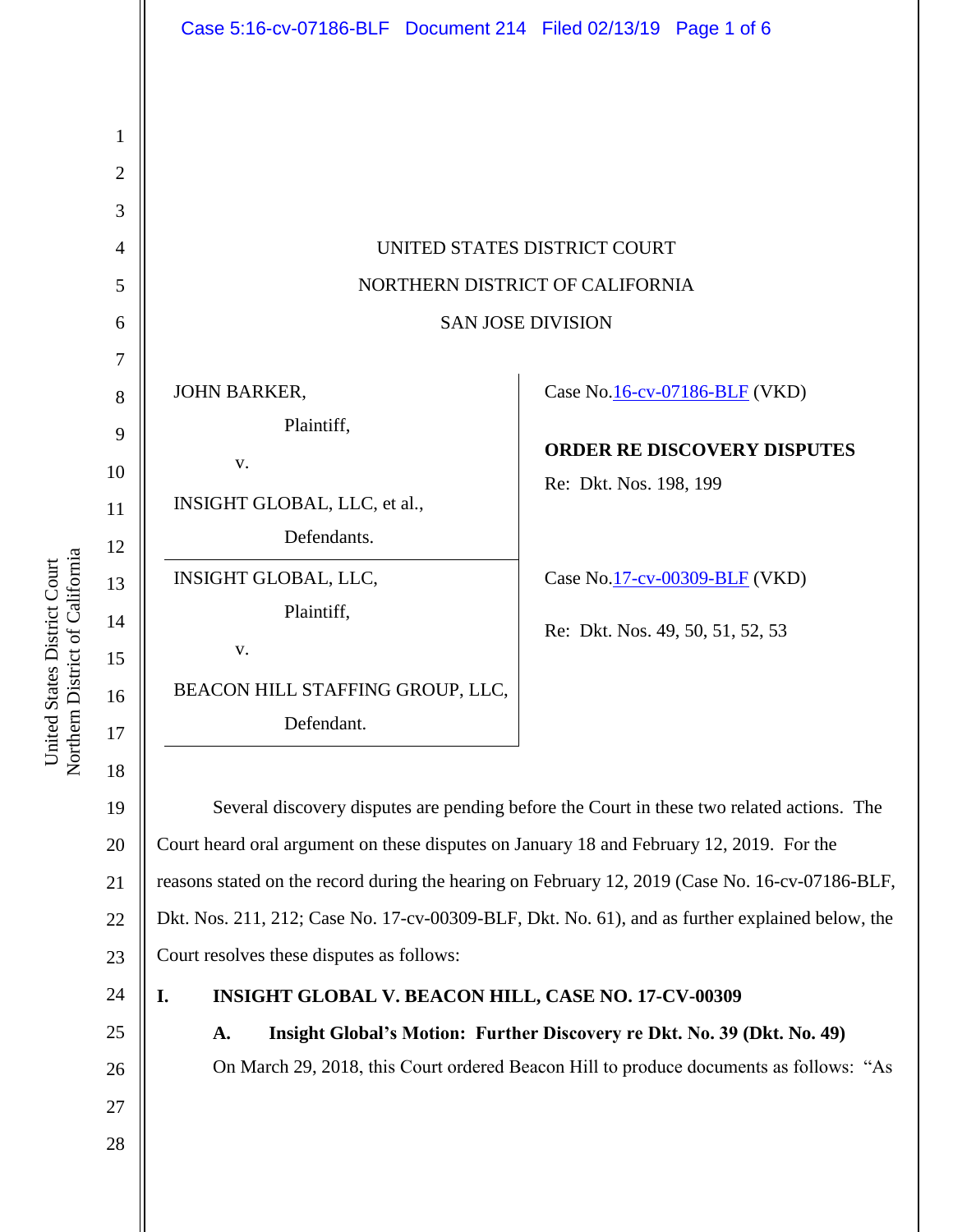UNITED STATES DISTRICT COURT

NORTHERN DISTRICT OF CALIFORNIA

SAN JOSE DIVISION

| | |
|---|---|
| JOHN BARKER, Plaintiff, v. INSIGHT GLOBAL, LLC, et al., Defendants. | Case No.16-cv-07186-BLF (VKD) **ORDER RE DISCOVERY DISPUTES** Re: Dkt. Nos. 198, 199 |
| INSIGHT GLOBAL, LLC, Plaintiff, v. BEACON HILL STAFFING GROUP, LLC, Defendant. | Case No.17-cv-00309-BLF (VKD) Re: Dkt. Nos. 49, 50, 51, 52, 53 |

Several discovery disputes are pending before the Court in these two related actions. The Court heard oral argument on these disputes on January 18 and February 12, 2019. For the reasons stated on the record during the hearing on February 12, 2019 (Case No. 16-cv-07186-BLF, Dkt. Nos. 211, 212; Case No. 17-cv-00309-BLF, Dkt. No. 61), and as further explained below, the Court resolves these disputes as follows:

## I. INSIGHT GLOBAL V. BEACON HILL, CASE NO. 17-CV-00309

### A. Insight Global's Motion: Further Discovery re Dkt. No. 39 (Dkt. No. 49)

On March 29, 2018, this Court ordered Beacon Hill to produce documents as follows: "As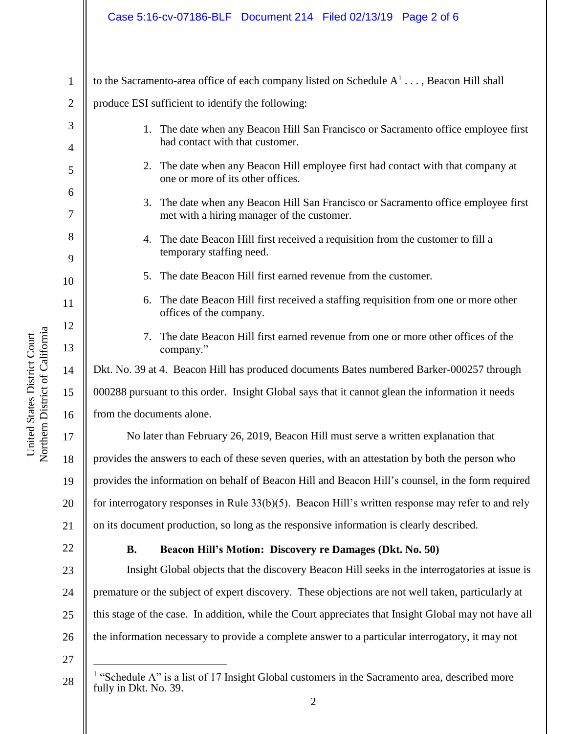to the Sacramento-area office of each company listed on Schedule A[1] . . . , Beacon Hill shall produce ESI sufficient to identify the following:

1. The date when any Beacon Hill San Francisco or Sacramento office employee first had contact with that customer.
2. The date when any Beacon Hill employee first had contact with that company at one or more of its other offices.
3. The date when any Beacon Hill San Francisco or Sacramento office employee first met with a hiring manager of the customer.
4. The date Beacon Hill first received a requisition from the customer to fill a temporary staffing need.
5. The date Beacon Hill first earned revenue from the customer.
6. The date Beacon Hill first received a staffing requisition from one or more other offices of the company.
7. The date Beacon Hill first earned revenue from one or more other offices of the company."

Dkt. No. 39 at 4. Beacon Hill has produced documents Bates numbered Barker-000257 through 000288 pursuant to this order. Insight Global says that it cannot glean the information it needs from the documents alone.

No later than February 26, 2019, Beacon Hill must serve a written explanation that provides the answers to each of these seven queries, with an attestation by both the person who provides the information on behalf of Beacon Hill and Beacon Hill's counsel, in the form required for interrogatory responses in Rule 33(b)(5). Beacon Hill's written response may refer to and rely on its document production, so long as the responsive information is clearly described.

### B. Beacon Hill's Motion: Discovery re Damages (Dkt. No. 50)

Insight Global objects that the discovery Beacon Hill seeks in the interrogatories at issue is premature or the subject of expert discovery. These objections are not well taken, particularly at this stage of the case. In addition, while the Court appreciates that Insight Global may not have all the information necessary to provide a complete answer to a particular interrogatory, it may not

[1] "Schedule A" is a list of 17 Insight Global customers in the Sacramento area, described more fully in Dkt. No. 39.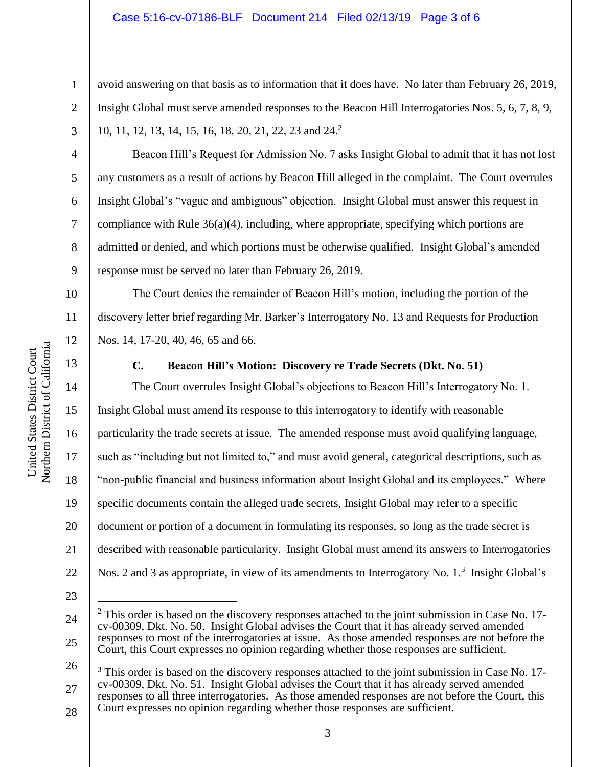avoid answering on that basis as to information that it does have. No later than February 26, 2019, Insight Global must serve amended responses to the Beacon Hill Interrogatories Nos. 5, 6, 7, 8, 9, 10, 11, 12, 13, 14, 15, 16, 18, 20, 21, 22, 23 and 24.[2]

Beacon Hill's Request for Admission No. 7 asks Insight Global to admit that it has not lost any customers as a result of actions by Beacon Hill alleged in the complaint. The Court overrules Insight Global's "vague and ambiguous" objection. Insight Global must answer this request in compliance with Rule 36(a)(4), including, where appropriate, specifying which portions are admitted or denied, and which portions must be otherwise qualified. Insight Global's amended response must be served no later than February 26, 2019.

The Court denies the remainder of Beacon Hill's motion, including the portion of the discovery letter brief regarding Mr. Barker's Interrogatory No. 13 and Requests for Production Nos. 14, 17-20, 40, 46, 65 and 66.

**C. Beacon Hill's Motion: Discovery re Trade Secrets (Dkt. No. 51)**

The Court overrules Insight Global's objections to Beacon Hill's Interrogatory No. 1. Insight Global must amend its response to this interrogatory to identify with reasonable particularity the trade secrets at issue. The amended response must avoid qualifying language, such as "including but not limited to," and must avoid general, categorical descriptions, such as "non-public financial and business information about Insight Global and its employees." Where specific documents contain the alleged trade secrets, Insight Global may refer to a specific document or portion of a document in formulating its responses, so long as the trade secret is described with reasonable particularity. Insight Global must amend its answers to Interrogatories Nos. 2 and 3 as appropriate, in view of its amendments to Interrogatory No. 1.[3] Insight Global's

---

[2] This order is based on the discovery responses attached to the joint submission in Case No. 17-cv-00309, Dkt. No. 50. Insight Global advises the Court that it has already served amended responses to most of the interrogatories at issue. As those amended responses are not before the Court, this Court expresses no opinion regarding whether those responses are sufficient.

[3] This order is based on the discovery responses attached to the joint submission in Case No. 17-cv-00309, Dkt. No. 51. Insight Global advises the Court that it has already served amended responses to all three interrogatories. As those amended responses are not before the Court, this Court expresses no opinion regarding whether those responses are sufficient.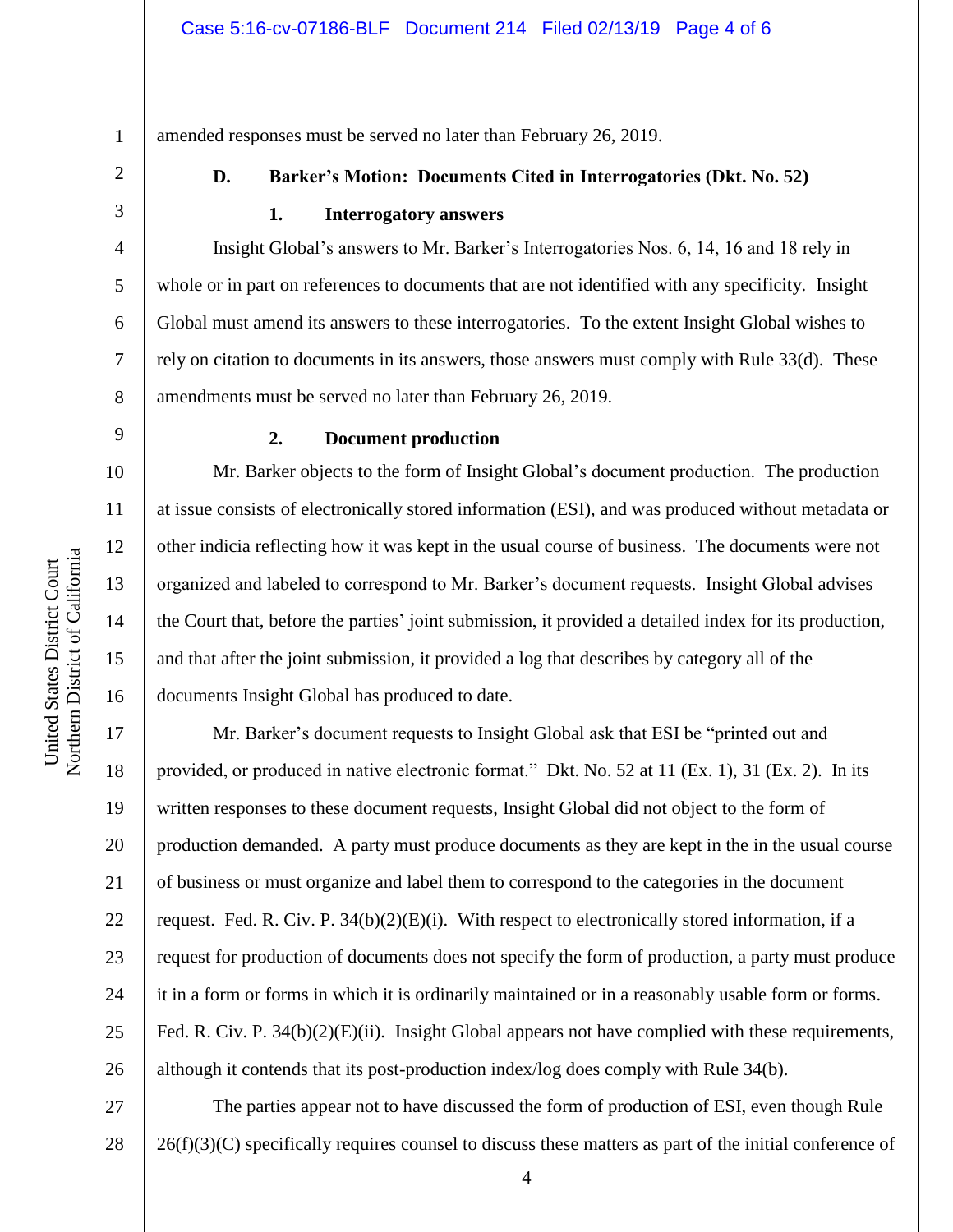amended responses must be served no later than February 26, 2019.

### D. Barker's Motion: Documents Cited in Interrogatories (Dkt. No. 52)

#### 1. Interrogatory answers

Insight Global's answers to Mr. Barker's Interrogatories Nos. 6, 14, 16 and 18 rely in whole or in part on references to documents that are not identified with any specificity. Insight Global must amend its answers to these interrogatories. To the extent Insight Global wishes to rely on citation to documents in its answers, those answers must comply with Rule 33(d). These amendments must be served no later than February 26, 2019.

#### 2. Document production

Mr. Barker objects to the form of Insight Global's document production. The production at issue consists of electronically stored information (ESI), and was produced without metadata or other indicia reflecting how it was kept in the usual course of business. The documents were not organized and labeled to correspond to Mr. Barker's document requests. Insight Global advises the Court that, before the parties' joint submission, it provided a detailed index for its production, and that after the joint submission, it provided a log that describes by category all of the documents Insight Global has produced to date.

Mr. Barker's document requests to Insight Global ask that ESI be "printed out and provided, or produced in native electronic format." Dkt. No. 52 at 11 (Ex. 1), 31 (Ex. 2). In its written responses to these document requests, Insight Global did not object to the form of production demanded. A party must produce documents as they are kept in the in the usual course of business or must organize and label them to correspond to the categories in the document request. Fed. R. Civ. P. 34(b)(2)(E)(i). With respect to electronically stored information, if a request for production of documents does not specify the form of production, a party must produce it in a form or forms in which it is ordinarily maintained or in a reasonably usable form or forms. Fed. R. Civ. P. 34(b)(2)(E)(ii). Insight Global appears not have complied with these requirements, although it contends that its post-production index/log does comply with Rule 34(b).

The parties appear not to have discussed the form of production of ESI, even though Rule 26(f)(3)(C) specifically requires counsel to discuss these matters as part of the initial conference of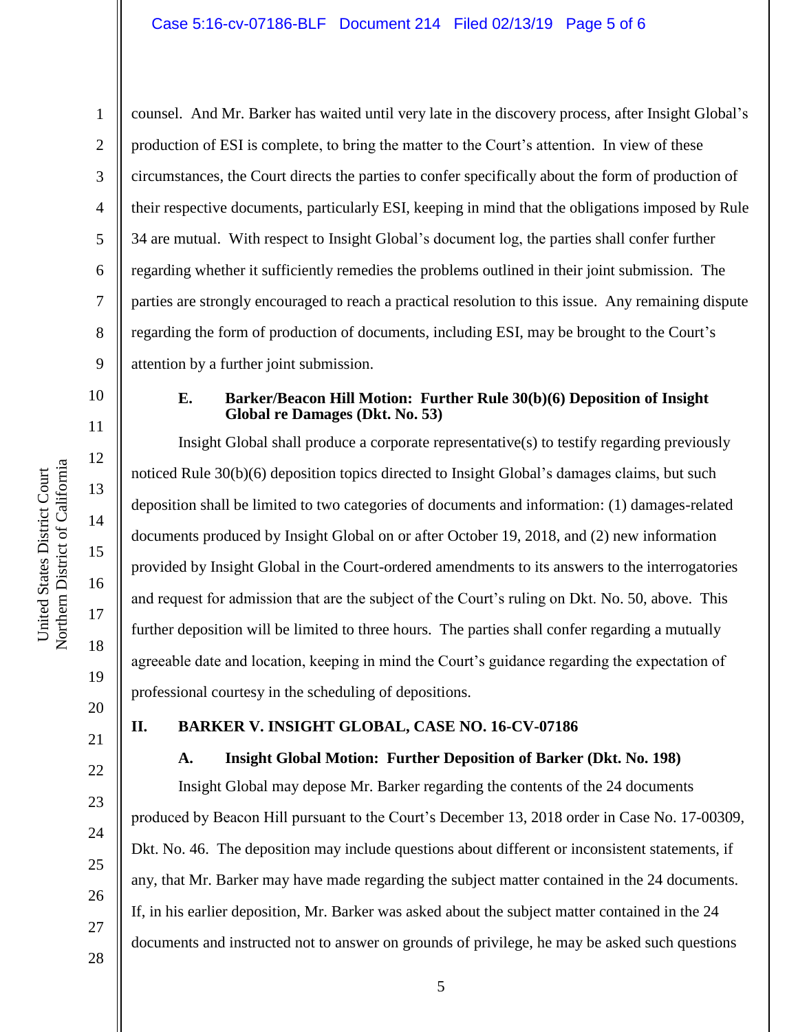counsel. And Mr. Barker has waited until very late in the discovery process, after Insight Global's production of ESI is complete, to bring the matter to the Court's attention. In view of these circumstances, the Court directs the parties to confer specifically about the form of production of their respective documents, particularly ESI, keeping in mind that the obligations imposed by Rule 34 are mutual. With respect to Insight Global's document log, the parties shall confer further regarding whether it sufficiently remedies the problems outlined in their joint submission. The parties are strongly encouraged to reach a practical resolution to this issue. Any remaining dispute regarding the form of production of documents, including ESI, may be brought to the Court's attention by a further joint submission.

### E. Barker/Beacon Hill Motion: Further Rule 30(b)(6) Deposition of Insight Global re Damages (Dkt. No. 53)

Insight Global shall produce a corporate representative(s) to testify regarding previously noticed Rule 30(b)(6) deposition topics directed to Insight Global's damages claims, but such deposition shall be limited to two categories of documents and information: (1) damages-related documents produced by Insight Global on or after October 19, 2018, and (2) new information provided by Insight Global in the Court-ordered amendments to its answers to the interrogatories and request for admission that are the subject of the Court's ruling on Dkt. No. 50, above. This further deposition will be limited to three hours. The parties shall confer regarding a mutually agreeable date and location, keeping in mind the Court's guidance regarding the expectation of professional courtesy in the scheduling of depositions.

## II. BARKER V. INSIGHT GLOBAL, CASE NO. 16-CV-07186

### A. Insight Global Motion: Further Deposition of Barker (Dkt. No. 198)

Insight Global may depose Mr. Barker regarding the contents of the 24 documents produced by Beacon Hill pursuant to the Court's December 13, 2018 order in Case No. 17-00309, Dkt. No. 46. The deposition may include questions about different or inconsistent statements, if any, that Mr. Barker may have made regarding the subject matter contained in the 24 documents. If, in his earlier deposition, Mr. Barker was asked about the subject matter contained in the 24 documents and instructed not to answer on grounds of privilege, he may be asked such questions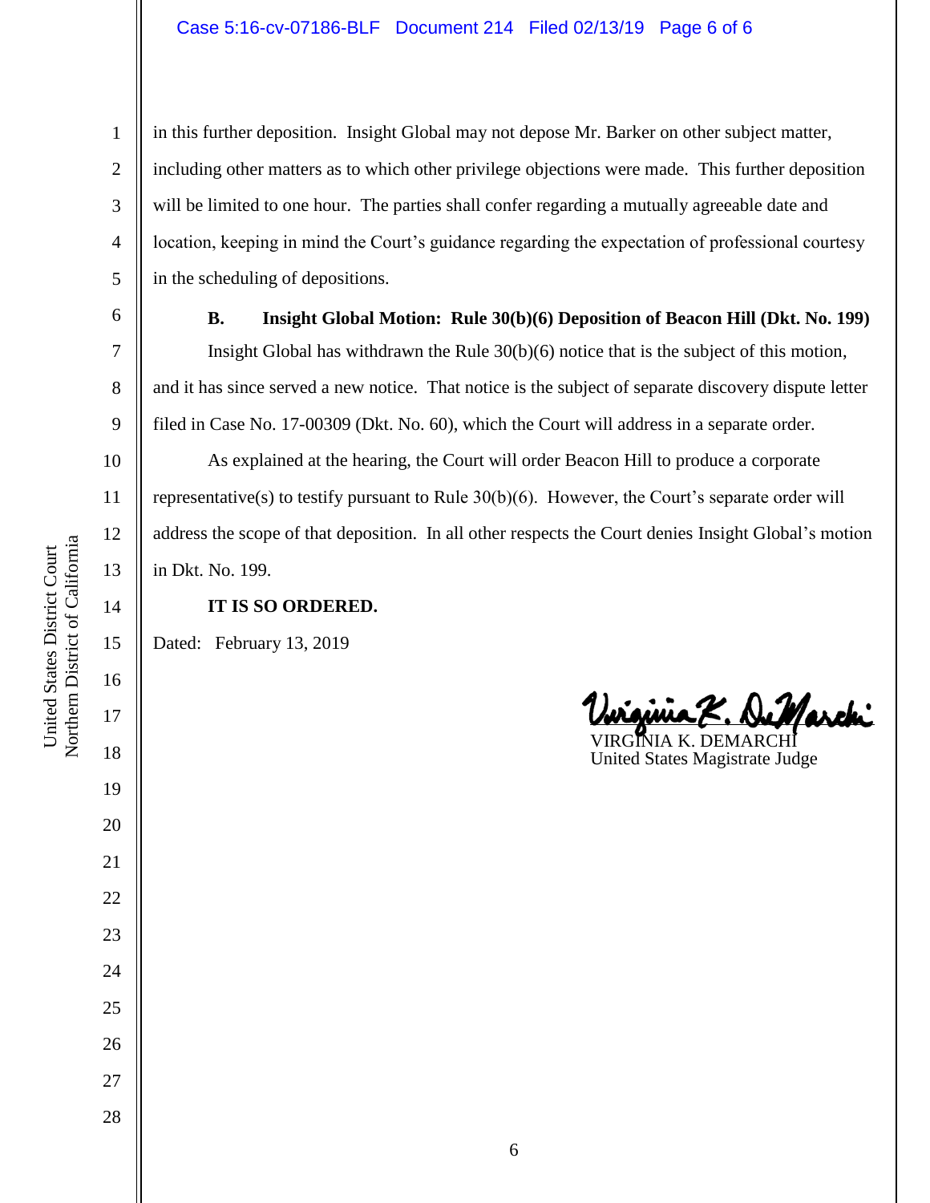in this further deposition. Insight Global may not depose Mr. Barker on other subject matter, including other matters as to which other privilege objections were made. This further deposition will be limited to one hour. The parties shall confer regarding a mutually agreeable date and location, keeping in mind the Court's guidance regarding the expectation of professional courtesy in the scheduling of depositions.

**B. Insight Global Motion: Rule 30(b)(6) Deposition of Beacon Hill (Dkt. No. 199)**

Insight Global has withdrawn the Rule 30(b)(6) notice that is the subject of this motion, and it has since served a new notice. That notice is the subject of separate discovery dispute letter filed in Case No. 17-00309 (Dkt. No. 60), which the Court will address in a separate order.

As explained at the hearing, the Court will order Beacon Hill to produce a corporate representative(s) to testify pursuant to Rule 30(b)(6). However, the Court's separate order will address the scope of that deposition. In all other respects the Court denies Insight Global's motion in Dkt. No. 199.

**IT IS SO ORDERED.**

Dated: February 13, 2019

VIRGINIA K. DEMARCHI
United States Magistrate Judge